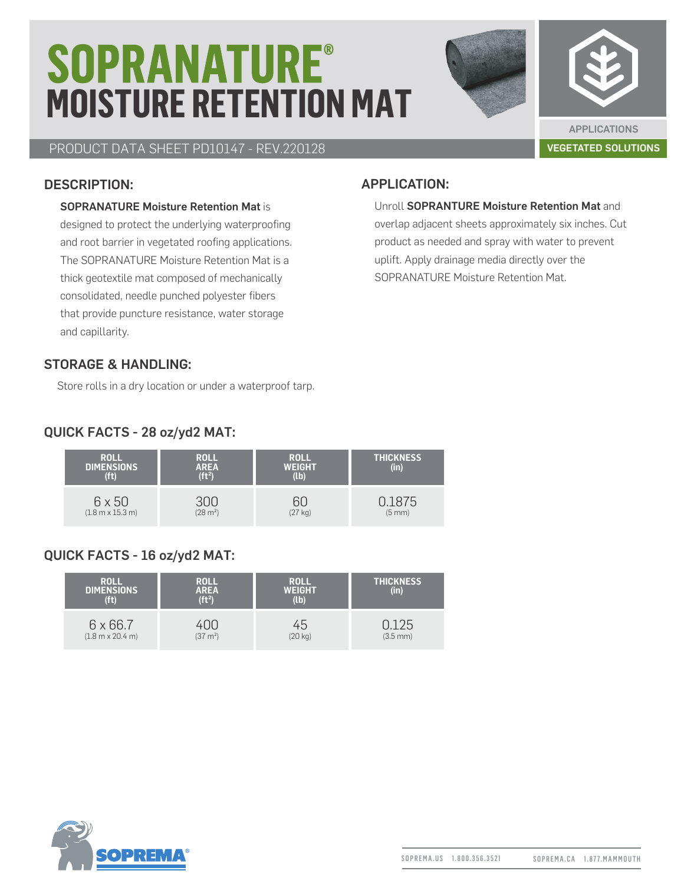# SOPRANATURE®
# MOISTURE RETENTION MAT

PRODUCT DATA SHEET PD10147 - REV.220128

APPLICATIONS

VEGETATED SOLUTIONS

## DESCRIPTION:

**SOPRANATURE Moisture Retention Mat** is designed to protect the underlying waterproofing and root barrier in vegetated roofing applications. The SOPRANATURE Moisture Retention Mat is a thick geotextile mat composed of mechanically consolidated, needle punched polyester fibers that provide puncture resistance, water storage and capillarity.

## APPLICATION:

Unroll **SOPRANTURE Moisture Retention Mat** and overlap adjacent sheets approximately six inches. Cut product as needed and spray with water to prevent uplift. Apply drainage media directly over the SOPRANATURE Moisture Retention Mat.

## STORAGE & HANDLING:

Store rolls in a dry location or under a waterproof tarp.

## QUICK FACTS - 28 oz/yd2 MAT:

| ROLL DIMENSIONS (ft) | ROLL AREA (ft²) | ROLL WEIGHT (lb) | THICKNESS (in) |
|---|---|---|---|
| 6 x 50 (1.8 m x 15.3 m) | 300 (28 m²) | 60 (27 kg) | 0.1875 (5 mm) |

## QUICK FACTS - 16 oz/yd2 MAT:

| ROLL DIMENSIONS (ft) | ROLL AREA (ft²) | ROLL WEIGHT (lb) | THICKNESS (in) |
|---|---|---|---|
| 6 x 66.7 (1.8 m x 20.4 m) | 400 (37 m²) | 45 (20 kg) | 0.125 (3.5 mm) |

SOPREMA®

SOPREMA.US 1.800.356.3521 SOPREMA.CA 1.877.MAMMOUTH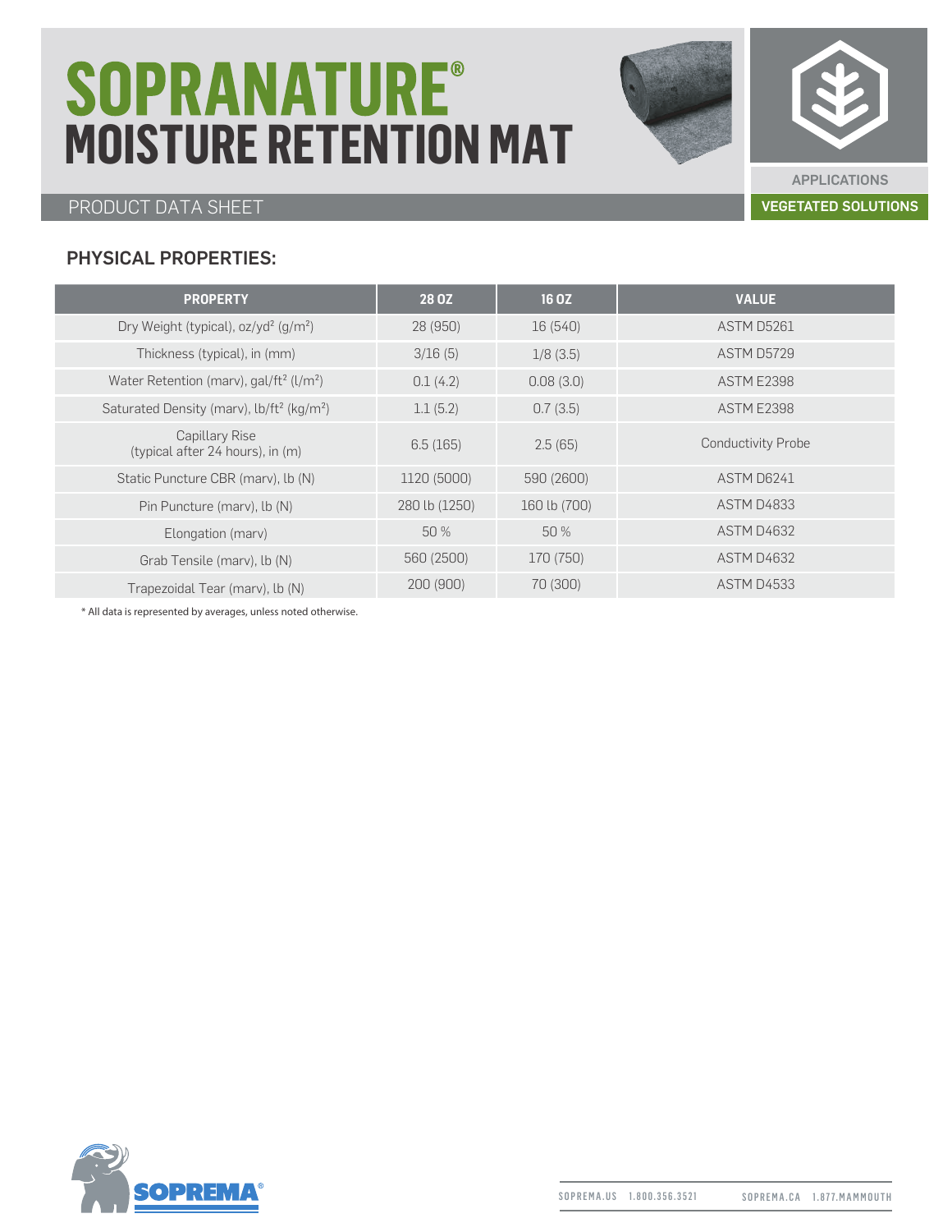# SOPRANATURE®
# MOISTURE RETENTION MAT

PRODUCT DATA SHEET

APPLICATIONS

VEGETATED SOLUTIONS

## PHYSICAL PROPERTIES:

| PROPERTY | 28 OZ | 16 OZ | VALUE |
|---|---|---|---|
| Dry Weight (typical), oz/yd² (g/m²) | 28 (950) | 16 (540) | ASTM D5261 |
| Thickness (typical), in (mm) | 3/16 (5) | 1/8 (3.5) | ASTM D5729 |
| Water Retention (marv), gal/ft² (l/m²) | 0.1 (4.2) | 0.08 (3.0) | ASTM E2398 |
| Saturated Density (marv), lb/ft² (kg/m²) | 1.1 (5.2) | 0.7 (3.5) | ASTM E2398 |
| Capillary Rise (typical after 24 hours), in (m) | 6.5 (165) | 2.5 (65) | Conductivity Probe |
| Static Puncture CBR (marv), lb (N) | 1120 (5000) | 590 (2600) | ASTM D6241 |
| Pin Puncture (marv), lb (N) | 280 lb (1250) | 160 lb (700) | ASTM D4833 |
| Elongation (marv) | 50 % | 50 % | ASTM D4632 |
| Grab Tensile (marv), lb (N) | 560 (2500) | 170 (750) | ASTM D4632 |
| Trapezoidal Tear (marv), lb (N) | 200 (900) | 70 (300) | ASTM D4533 |

* All data is represented by averages, unless noted otherwise.

SOPREMA®

SOPREMA.US 1.800.356.3521 SOPREMA.CA 1.877.MAMMOUTH